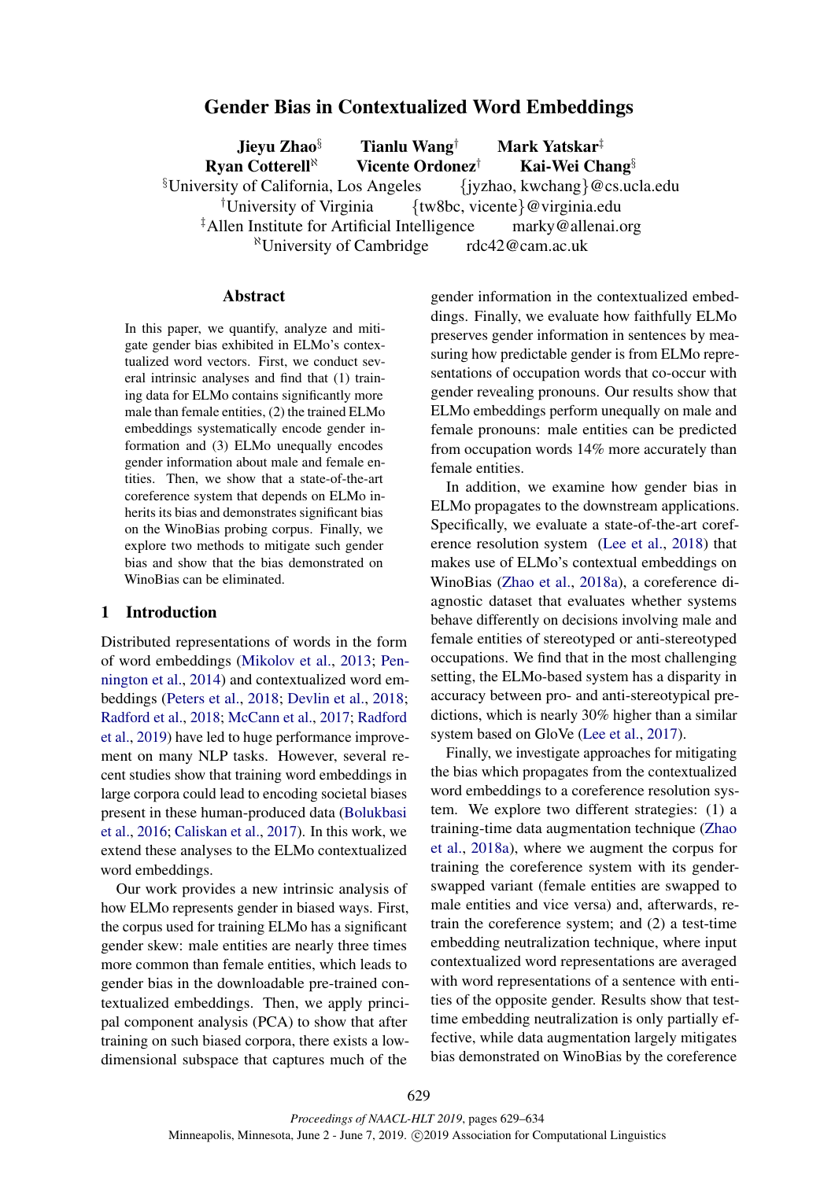# Gender Bias in Contextualized Word Embeddings

**Jieyu Zhao**[§] **Tianlu Wang**[†] **Mark Yatskar**[‡]
**Ryan Cotterell**[ℵ] **Vicente Ordonez**[†] **Kai-Wei Chang**[§]

[§]University of California, Los Angeles {jyzhao, kwchang}@cs.ucla.edu
[†]University of Virginia {tw8bc, vicente}@virginia.edu
[‡]Allen Institute for Artificial Intelligence marky@allenai.org
[ℵ]University of Cambridge rdc42@cam.ac.uk

## Abstract

In this paper, we quantify, analyze and mitigate gender bias exhibited in ELMo's contextualized word vectors. First, we conduct several intrinsic analyses and find that (1) training data for ELMo contains significantly more male than female entities, (2) the trained ELMo embeddings systematically encode gender information and (3) ELMo unequally encodes gender information about male and female entities. Then, we show that a state-of-the-art coreference system that depends on ELMo inherits its bias and demonstrates significant bias on the WinoBias probing corpus. Finally, we explore two methods to mitigate such gender bias and show that the bias demonstrated on WinoBias can be eliminated.

## 1 Introduction

Distributed representations of words in the form of word embeddings (Mikolov et al., 2013; Pennington et al., 2014) and contextualized word embeddings (Peters et al., 2018; Devlin et al., 2018; Radford et al., 2018; McCann et al., 2017; Radford et al., 2019) have led to huge performance improvement on many NLP tasks. However, several recent studies show that training word embeddings in large corpora could lead to encoding societal biases present in these human-produced data (Bolukbasi et al., 2016; Caliskan et al., 2017). In this work, we extend these analyses to the ELMo contextualized word embeddings.

Our work provides a new intrinsic analysis of how ELMo represents gender in biased ways. First, the corpus used for training ELMo has a significant gender skew: male entities are nearly three times more common than female entities, which leads to gender bias in the downloadable pre-trained contextualized embeddings. Then, we apply principal component analysis (PCA) to show that after training on such biased corpora, there exists a low-dimensional subspace that captures much of the gender information in the contextualized embeddings. Finally, we evaluate how faithfully ELMo preserves gender information in sentences by measuring how predictable gender is from ELMo representations of occupation words that co-occur with gender revealing pronouns. Our results show that ELMo embeddings perform unequally on male and female pronouns: male entities can be predicted from occupation words 14% more accurately than female entities.

In addition, we examine how gender bias in ELMo propagates to the downstream applications. Specifically, we evaluate a state-of-the-art coreference resolution system (Lee et al., 2018) that makes use of ELMo's contextual embeddings on WinoBias (Zhao et al., 2018a), a coreference diagnostic dataset that evaluates whether systems behave differently on decisions involving male and female entities of stereotyped or anti-stereotyped occupations. We find that in the most challenging setting, the ELMo-based system has a disparity in accuracy between pro- and anti-stereotypical predictions, which is nearly 30% higher than a similar system based on GloVe (Lee et al., 2017).

Finally, we investigate approaches for mitigating the bias which propagates from the contextualized word embeddings to a coreference resolution system. We explore two different strategies: (1) a training-time data augmentation technique (Zhao et al., 2018a), where we augment the corpus for training the coreference system with its gender-swapped variant (female entities are swapped to male entities and vice versa) and, afterwards, retrain the coreference system; and (2) a test-time embedding neutralization technique, where input contextualized word representations are averaged with word representations of a sentence with entities of the opposite gender. Results show that test-time embedding neutralization is only partially effective, while data augmentation largely mitigates bias demonstrated on WinoBias by the coreference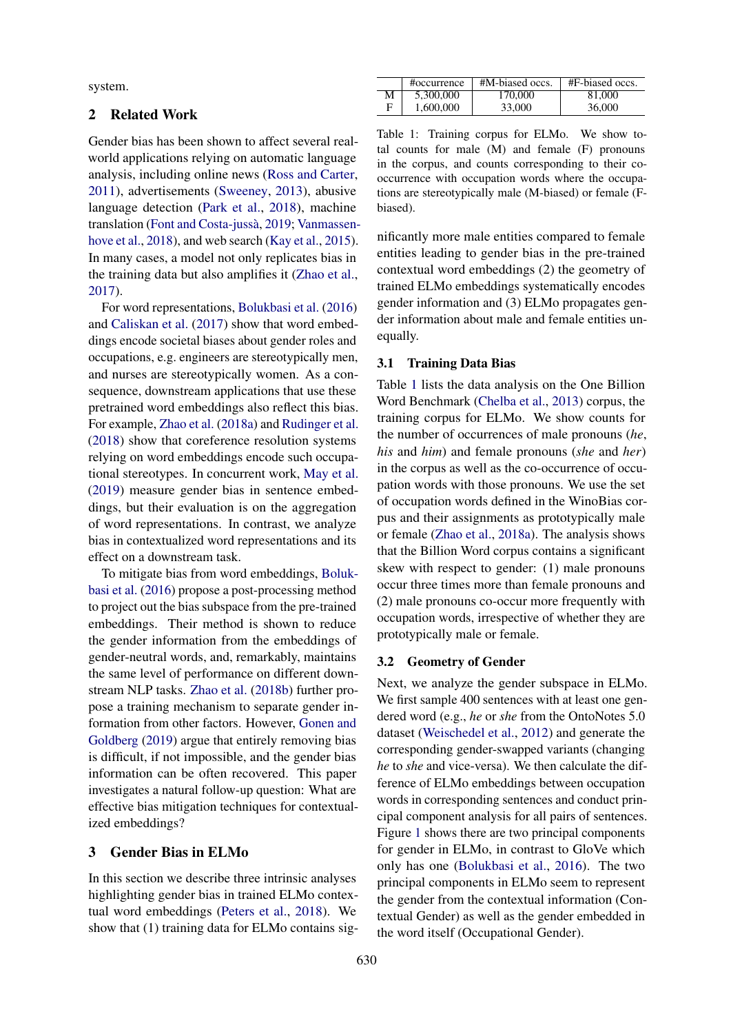system.

## 2 Related Work

Gender bias has been shown to affect several real-world applications relying on automatic language analysis, including online news (Ross and Carter, 2011), advertisements (Sweeney, 2013), abusive language detection (Park et al., 2018), machine translation (Font and Costa-jussà, 2019; Vanmassenhove et al., 2018), and web search (Kay et al., 2015). In many cases, a model not only replicates bias in the training data but also amplifies it (Zhao et al., 2017).

For word representations, Bolukbasi et al. (2016) and Caliskan et al. (2017) show that word embeddings encode societal biases about gender roles and occupations, e.g. engineers are stereotypically men, and nurses are stereotypically women. As a consequence, downstream applications that use these pretrained word embeddings also reflect this bias. For example, Zhao et al. (2018a) and Rudinger et al. (2018) show that coreference resolution systems relying on word embeddings encode such occupational stereotypes. In concurrent work, May et al. (2019) measure gender bias in sentence embeddings, but their evaluation is on the aggregation of word representations. In contrast, we analyze bias in contextualized word representations and its effect on a downstream task.

To mitigate bias from word embeddings, Bolukbasi et al. (2016) propose a post-processing method to project out the bias subspace from the pre-trained embeddings. Their method is shown to reduce the gender information from the embeddings of gender-neutral words, and, remarkably, maintains the same level of performance on different downstream NLP tasks. Zhao et al. (2018b) further propose a training mechanism to separate gender information from other factors. However, Gonen and Goldberg (2019) argue that entirely removing bias is difficult, if not impossible, and the gender bias information can be often recovered. This paper investigates a natural follow-up question: What are effective bias mitigation techniques for contextualized embeddings?

## 3 Gender Bias in ELMo

In this section we describe three intrinsic analyses highlighting gender bias in trained ELMo contextual word embeddings (Peters et al., 2018). We show that (1) training data for ELMo contains significantly more male entities compared to female entities leading to gender bias in the pre-trained contextual word embeddings (2) the geometry of trained ELMo embeddings systematically encodes gender information and (3) ELMo propagates gender information about male and female entities unequally.

| | #occurrence | #M-biased occs. | #F-biased occs. |
|---|---|---|---|
| M | 5,300,000 | 170,000 | 81,000 |
| F | 1,600,000 | 33,000 | 36,000 |

Table 1: Training corpus for ELMo. We show total counts for male (M) and female (F) pronouns in the corpus, and counts corresponding to their co-occurrence with occupation words where the occupations are stereotypically male (M-biased) or female (F-biased).

### 3.1 Training Data Bias

Table 1 lists the data analysis on the One Billion Word Benchmark (Chelba et al., 2013) corpus, the training corpus for ELMo. We show counts for the number of occurrences of male pronouns (*he*, *his* and *him*) and female pronouns (*she* and *her*) in the corpus as well as the co-occurrence of occupation words with those pronouns. We use the set of occupation words defined in the WinoBias corpus and their assignments as prototypically male or female (Zhao et al., 2018a). The analysis shows that the Billion Word corpus contains a significant skew with respect to gender: (1) male pronouns occur three times more than female pronouns and (2) male pronouns co-occur more frequently with occupation words, irrespective of whether they are prototypically male or female.

### 3.2 Geometry of Gender

Next, we analyze the gender subspace in ELMo. We first sample 400 sentences with at least one gendered word (e.g., *he* or *she* from the OntoNotes 5.0 dataset (Weischedel et al., 2012) and generate the corresponding gender-swapped variants (changing *he* to *she* and vice-versa). We then calculate the difference of ELMo embeddings between occupation words in corresponding sentences and conduct principal component analysis for all pairs of sentences. Figure 1 shows there are two principal components for gender in ELMo, in contrast to GloVe which only has one (Bolukbasi et al., 2016). The two principal components in ELMo seem to represent the gender from the contextual information (Contextual Gender) as well as the gender embedded in the word itself (Occupational Gender).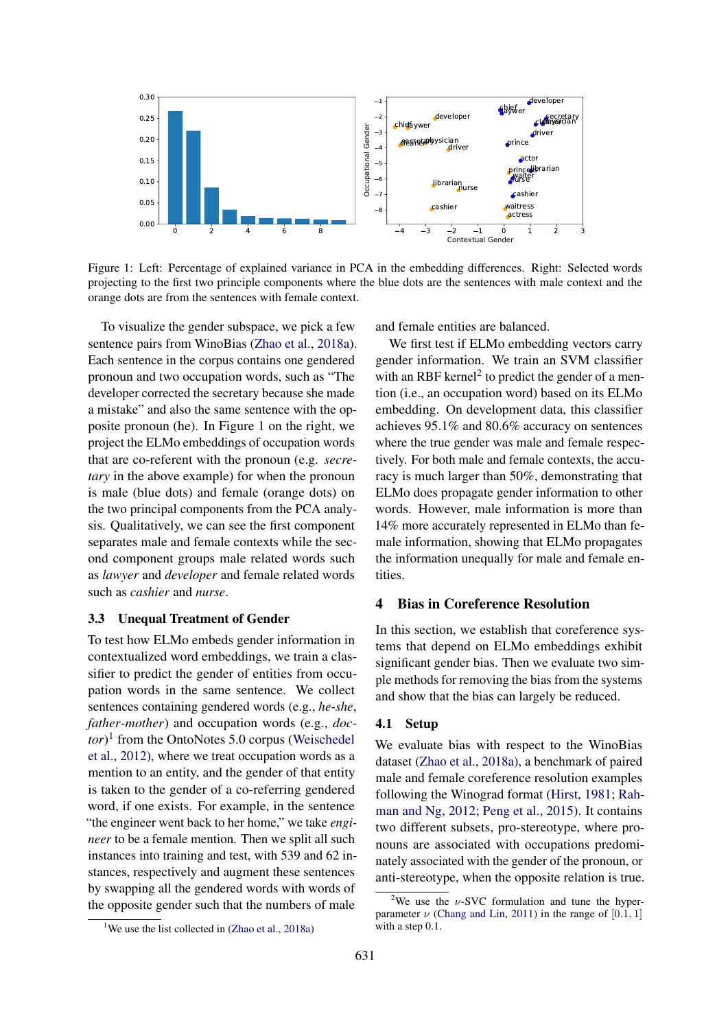Figure 1: Left: Percentage of explained variance in PCA in the embedding differences. Right: Selected words projecting to the first two principle components where the blue dots are the sentences with male context and the orange dots are from the sentences with female context.

To visualize the gender subspace, we pick a few sentence pairs from WinoBias (Zhao et al., 2018a). Each sentence in the corpus contains one gendered pronoun and two occupation words, such as "The developer corrected the secretary because she made a mistake" and also the same sentence with the opposite pronoun (he). In Figure 1 on the right, we project the ELMo embeddings of occupation words that are co-referent with the pronoun (e.g. *secretary* in the above example) for when the pronoun is male (blue dots) and female (orange dots) on the two principal components from the PCA analysis. Qualitatively, we can see the first component separates male and female contexts while the second component groups male related words such as *lawyer* and *developer* and female related words such as *cashier* and *nurse*.

## 3.3 Unequal Treatment of Gender

To test how ELMo embeds gender information in contextualized word embeddings, we train a classifier to predict the gender of entities from occupation words in the same sentence. We collect sentences containing gendered words (e.g., *he-she*, *father-mother*) and occupation words (e.g., *doctor*)[1] from the OntoNotes 5.0 corpus (Weischedel et al., 2012), where we treat occupation words as a mention to an entity, and the gender of that entity is taken to the gender of a co-referring gendered word, if one exists. For example, in the sentence "the engineer went back to her home," we take *engineer* to be a female mention. Then we split all such instances into training and test, with 539 and 62 instances, respectively and augment these sentences by swapping all the gendered words with words of the opposite gender such that the numbers of male and female entities are balanced.

We first test if ELMo embedding vectors carry gender information. We train an SVM classifier with an RBF kernel[2] to predict the gender of a mention (i.e., an occupation word) based on its ELMo embedding. On development data, this classifier achieves 95.1% and 80.6% accuracy on sentences where the true gender was male and female respectively. For both male and female contexts, the accuracy is much larger than 50%, demonstrating that ELMo does propagate gender information to other words. However, male information is more than 14% more accurately represented in ELMo than female information, showing that ELMo propagates the information unequally for male and female entities.

# 4 Bias in Coreference Resolution

In this section, we establish that coreference systems that depend on ELMo embeddings exhibit significant gender bias. Then we evaluate two simple methods for removing the bias from the systems and show that the bias can largely be reduced.

## 4.1 Setup

We evaluate bias with respect to the WinoBias dataset (Zhao et al., 2018a), a benchmark of paired male and female coreference resolution examples following the Winograd format (Hirst, 1981; Rahman and Ng, 2012; Peng et al., 2015). It contains two different subsets, pro-stereotype, where pronouns are associated with occupations predominately associated with the gender of the pronoun, or anti-stereotype, when the opposite relation is true.

[1] We use the list collected in (Zhao et al., 2018a)

[2] We use the $\nu$-SVC formulation and tune the hyper-parameter $\nu$ (Chang and Lin, 2011) in the range of $[0.1, 1]$ with a step 0.1.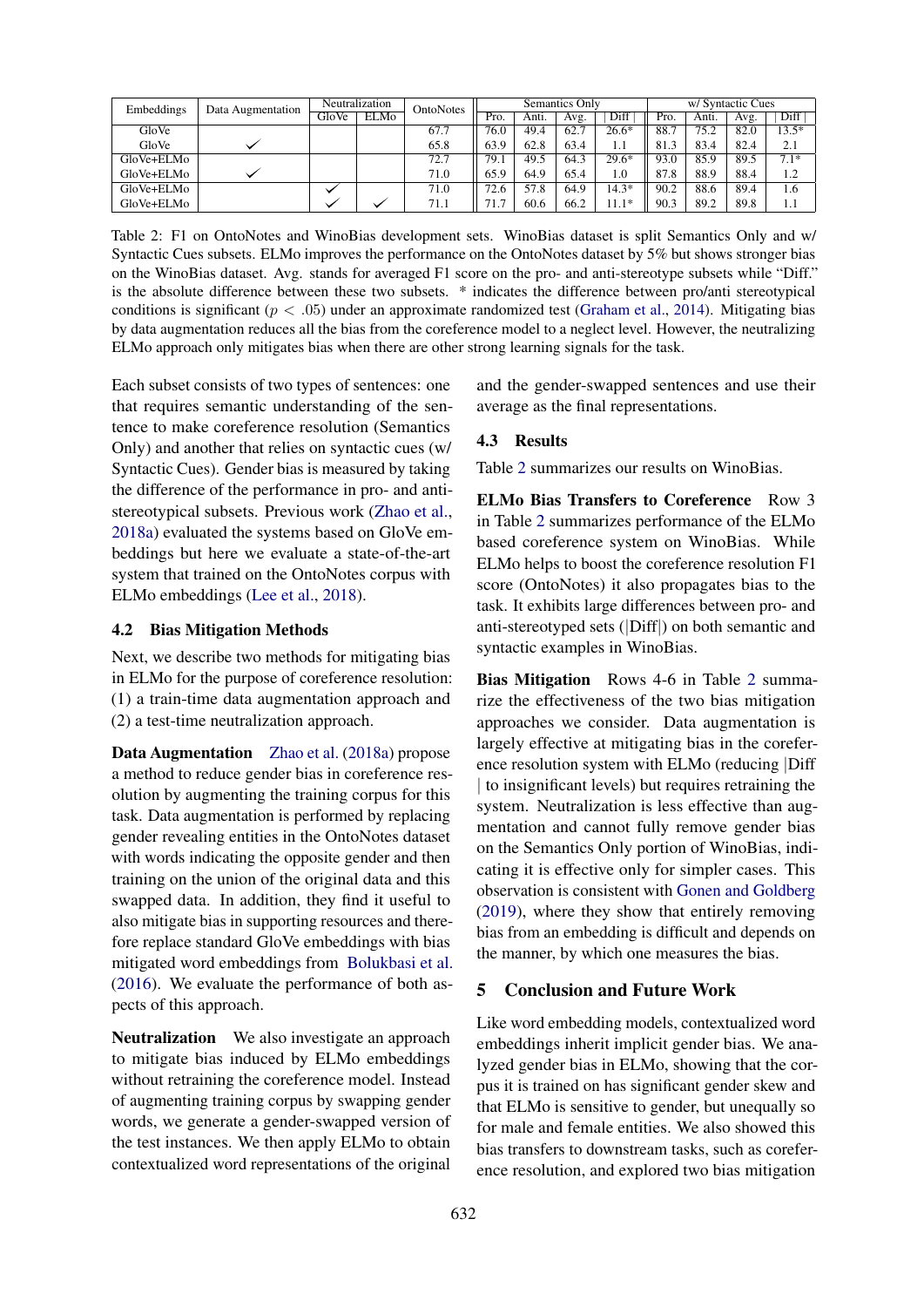| Embeddings | Data Augmentation | Neutralization | | OntoNotes | Semantics Only | | | | w/ Syntactic Cues | | | |
|---|---|---|---|---|---|---|---|---|---|---|---|---|
| | | GloVe | ELMo | | Pro. | Anti. | Avg. | \| Diff \| | Pro. | Anti. | Avg. | \| Diff \| |
| GloVe | | | | 67.7 | 76.0 | 49.4 | 62.7 | 26.6* | 88.7 | 75.2 | 82.0 | 13.5* |
| GloVe | ✓ | | | 65.8 | 63.9 | 62.8 | 63.4 | 1.1 | 81.3 | 83.4 | 82.4 | 2.1 |
| GloVe+ELMo | | | | 72.7 | 79.1 | 49.5 | 64.3 | 29.6* | 93.0 | 85.9 | 89.5 | 7.1* |
| GloVe+ELMo | ✓ | | | 71.0 | 65.9 | 64.9 | 65.4 | 1.0 | 87.8 | 88.9 | 88.4 | 1.2 |
| GloVe+ELMo | | ✓ | | 71.0 | 72.6 | 57.8 | 64.9 | 14.3* | 90.2 | 88.6 | 89.4 | 1.6 |
| GloVe+ELMo | | ✓ | ✓ | 71.1 | 71.7 | 60.6 | 66.2 | 11.1* | 90.3 | 89.2 | 89.8 | 1.1 |

Table 2: F1 on OntoNotes and WinoBias development sets. WinoBias dataset is split Semantics Only and w/ Syntactic Cues subsets. ELMo improves the performance on the OntoNotes dataset by 5% but shows stronger bias on the WinoBias dataset. Avg. stands for averaged F1 score on the pro- and anti-stereotype subsets while "Diff." is the absolute difference between these two subsets. * indicates the difference between pro/anti stereotypical conditions is significant ($p < .05$) under an approximate randomized test (Graham et al., 2014). Mitigating bias by data augmentation reduces all the bias from the coreference model to a neglect level. However, the neutralizing ELMo approach only mitigates bias when there are other strong learning signals for the task.

Each subset consists of two types of sentences: one that requires semantic understanding of the sentence to make coreference resolution (Semantics Only) and another that relies on syntactic cues (w/ Syntactic Cues). Gender bias is measured by taking the difference of the performance in pro- and anti-stereotypical subsets. Previous work (Zhao et al., 2018a) evaluated the systems based on GloVe embeddings but here we evaluate a state-of-the-art system that trained on the OntoNotes corpus with ELMo embeddings (Lee et al., 2018).

### 4.2 Bias Mitigation Methods

Next, we describe two methods for mitigating bias in ELMo for the purpose of coreference resolution: (1) a train-time data augmentation approach and (2) a test-time neutralization approach.

**Data Augmentation** Zhao et al. (2018a) propose a method to reduce gender bias in coreference resolution by augmenting the training corpus for this task. Data augmentation is performed by replacing gender revealing entities in the OntoNotes dataset with words indicating the opposite gender and then training on the union of the original data and this swapped data. In addition, they find it useful to also mitigate bias in supporting resources and therefore replace standard GloVe embeddings with bias mitigated word embeddings from Bolukbasi et al. (2016). We evaluate the performance of both aspects of this approach.

**Neutralization** We also investigate an approach to mitigate bias induced by ELMo embeddings without retraining the coreference model. Instead of augmenting training corpus by swapping gender words, we generate a gender-swapped version of the test instances. We then apply ELMo to obtain contextualized word representations of the original and the gender-swapped sentences and use their average as the final representations.

### 4.3 Results

Table 2 summarizes our results on WinoBias.

**ELMo Bias Transfers to Coreference** Row 3 in Table 2 summarizes performance of the ELMo based coreference system on WinoBias. While ELMo helps to boost the coreference resolution F1 score (OntoNotes) it also propagates bias to the task. It exhibits large differences between pro- and anti-stereotyped sets (|Diff|) on both semantic and syntactic examples in WinoBias.

**Bias Mitigation** Rows 4-6 in Table 2 summarize the effectiveness of the two bias mitigation approaches we consider. Data augmentation is largely effective at mitigating bias in the coreference resolution system with ELMo (reducing |Diff | to insignificant levels) but requires retraining the system. Neutralization is less effective than augmentation and cannot fully remove gender bias on the Semantics Only portion of WinoBias, indicating it is effective only for simpler cases. This observation is consistent with Gonen and Goldberg (2019), where they show that entirely removing bias from an embedding is difficult and depends on the manner, by which one measures the bias.

## 5 Conclusion and Future Work

Like word embedding models, contextualized word embeddings inherit implicit gender bias. We analyzed gender bias in ELMo, showing that the corpus it is trained on has significant gender skew and that ELMo is sensitive to gender, but unequally so for male and female entities. We also showed this bias transfers to downstream tasks, such as coreference resolution, and explored two bias mitigation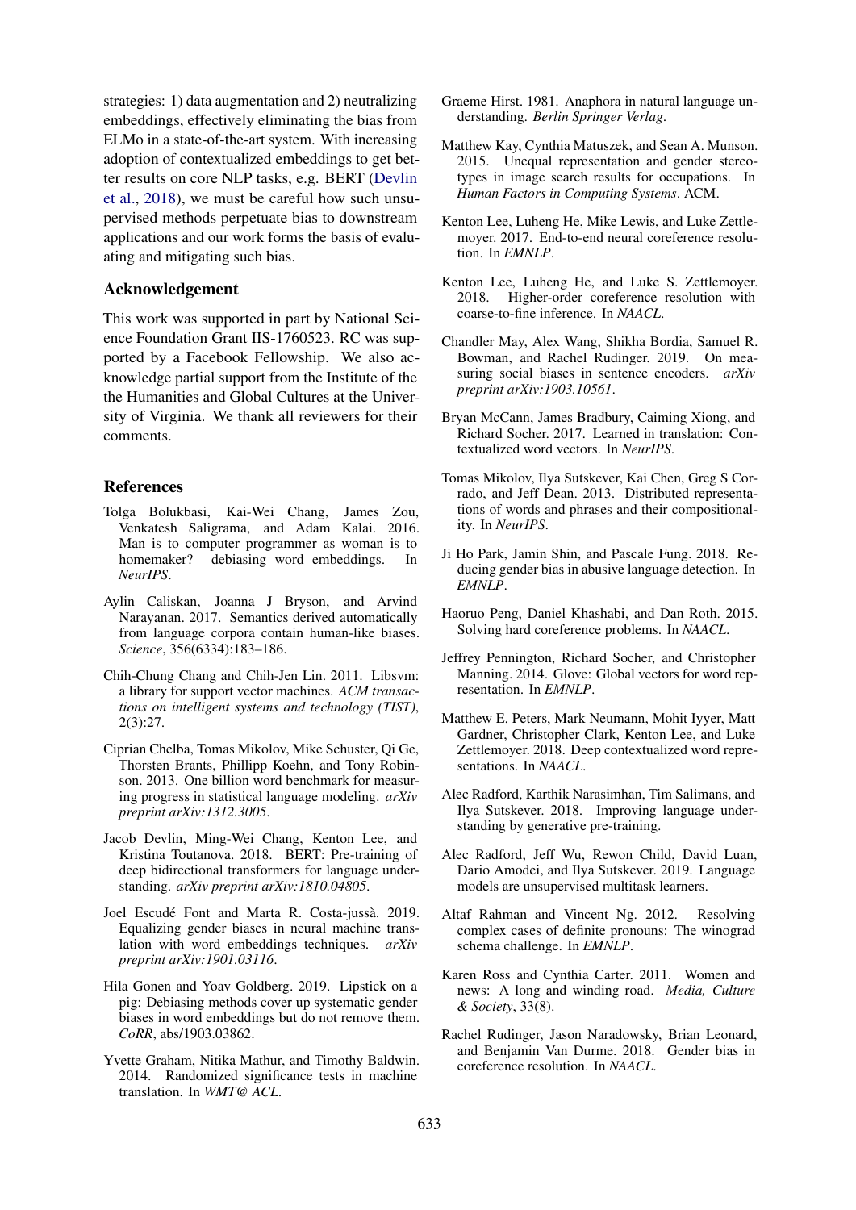strategies: 1) data augmentation and 2) neutralizing embeddings, effectively eliminating the bias from ELMo in a state-of-the-art system. With increasing adoption of contextualized embeddings to get better results on core NLP tasks, e.g. BERT (Devlin et al., 2018), we must be careful how such unsupervised methods perpetuate bias to downstream applications and our work forms the basis of evaluating and mitigating such bias.

## Acknowledgement

This work was supported in part by National Science Foundation Grant IIS-1760523. RC was supported by a Facebook Fellowship. We also acknowledge partial support from the Institute of the the Humanities and Global Cultures at the University of Virginia. We thank all reviewers for their comments.

## References

Tolga Bolukbasi, Kai-Wei Chang, James Zou, Venkatesh Saligrama, and Adam Kalai. 2016. Man is to computer programmer as woman is to homemaker? debiasing word embeddings. In *NeurIPS*.

Aylin Caliskan, Joanna J Bryson, and Arvind Narayanan. 2017. Semantics derived automatically from language corpora contain human-like biases. *Science*, 356(6334):183–186.

Chih-Chung Chang and Chih-Jen Lin. 2011. Libsvm: a library for support vector machines. *ACM transactions on intelligent systems and technology (TIST)*, 2(3):27.

Ciprian Chelba, Tomas Mikolov, Mike Schuster, Qi Ge, Thorsten Brants, Phillipp Koehn, and Tony Robinson. 2013. One billion word benchmark for measuring progress in statistical language modeling. *arXiv preprint arXiv:1312.3005*.

Jacob Devlin, Ming-Wei Chang, Kenton Lee, and Kristina Toutanova. 2018. BERT: Pre-training of deep bidirectional transformers for language understanding. *arXiv preprint arXiv:1810.04805*.

Joel Escudé Font and Marta R. Costa-jussà. 2019. Equalizing gender biases in neural machine translation with word embeddings techniques. *arXiv preprint arXiv:1901.03116*.

Hila Gonen and Yoav Goldberg. 2019. Lipstick on a pig: Debiasing methods cover up systematic gender biases in word embeddings but do not remove them. *CoRR*, abs/1903.03862.

Yvette Graham, Nitika Mathur, and Timothy Baldwin. 2014. Randomized significance tests in machine translation. In *WMT@ ACL*.

Graeme Hirst. 1981. Anaphora in natural language understanding. *Berlin Springer Verlag*.

Matthew Kay, Cynthia Matuszek, and Sean A. Munson. 2015. Unequal representation and gender stereotypes in image search results for occupations. In *Human Factors in Computing Systems*. ACM.

Kenton Lee, Luheng He, Mike Lewis, and Luke Zettlemoyer. 2017. End-to-end neural coreference resolution. In *EMNLP*.

Kenton Lee, Luheng He, and Luke S. Zettlemoyer. 2018. Higher-order coreference resolution with coarse-to-fine inference. In *NAACL*.

Chandler May, Alex Wang, Shikha Bordia, Samuel R. Bowman, and Rachel Rudinger. 2019. On measuring social biases in sentence encoders. *arXiv preprint arXiv:1903.10561*.

Bryan McCann, James Bradbury, Caiming Xiong, and Richard Socher. 2017. Learned in translation: Contextualized word vectors. In *NeurIPS*.

Tomas Mikolov, Ilya Sutskever, Kai Chen, Greg S Corrado, and Jeff Dean. 2013. Distributed representations of words and phrases and their compositionality. In *NeurIPS*.

Ji Ho Park, Jamin Shin, and Pascale Fung. 2018. Reducing gender bias in abusive language detection. In *EMNLP*.

Haoruo Peng, Daniel Khashabi, and Dan Roth. 2015. Solving hard coreference problems. In *NAACL*.

Jeffrey Pennington, Richard Socher, and Christopher Manning. 2014. Glove: Global vectors for word representation. In *EMNLP*.

Matthew E. Peters, Mark Neumann, Mohit Iyyer, Matt Gardner, Christopher Clark, Kenton Lee, and Luke Zettlemoyer. 2018. Deep contextualized word representations. In *NAACL*.

Alec Radford, Karthik Narasimhan, Tim Salimans, and Ilya Sutskever. 2018. Improving language understanding by generative pre-training.

Alec Radford, Jeff Wu, Rewon Child, David Luan, Dario Amodei, and Ilya Sutskever. 2019. Language models are unsupervised multitask learners.

Altaf Rahman and Vincent Ng. 2012. Resolving complex cases of definite pronouns: The winograd schema challenge. In *EMNLP*.

Karen Ross and Cynthia Carter. 2011. Women and news: A long and winding road. *Media, Culture & Society*, 33(8).

Rachel Rudinger, Jason Naradowsky, Brian Leonard, and Benjamin Van Durme. 2018. Gender bias in coreference resolution. In *NAACL*.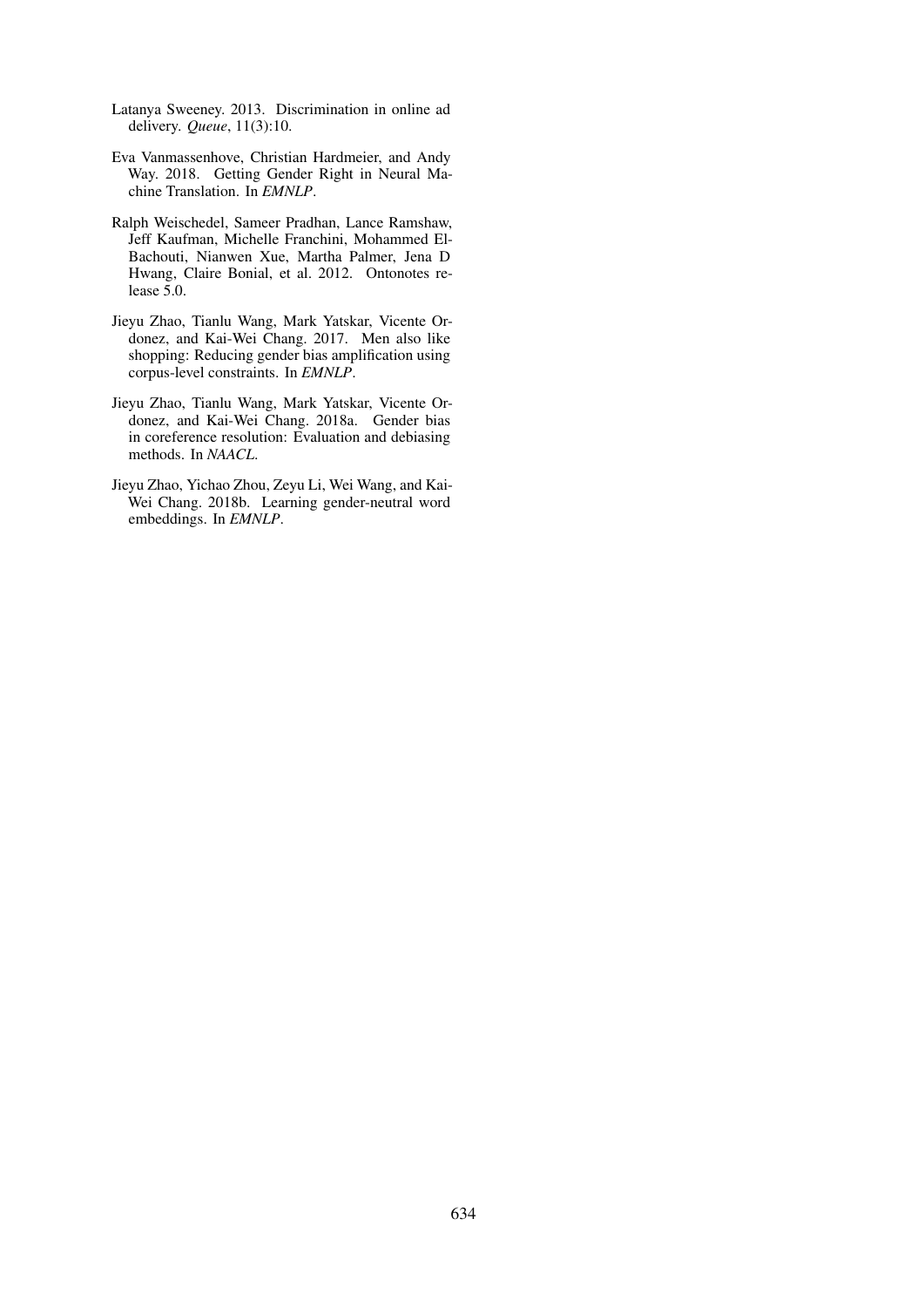Latanya Sweeney. 2013. Discrimination in online ad delivery. *Queue*, 11(3):10.

Eva Vanmassenhove, Christian Hardmeier, and Andy Way. 2018. Getting Gender Right in Neural Machine Translation. In *EMNLP*.

Ralph Weischedel, Sameer Pradhan, Lance Ramshaw, Jeff Kaufman, Michelle Franchini, Mohammed El-Bachouti, Nianwen Xue, Martha Palmer, Jena D Hwang, Claire Bonial, et al. 2012. Ontonotes release 5.0.

Jieyu Zhao, Tianlu Wang, Mark Yatskar, Vicente Ordonez, and Kai-Wei Chang. 2017. Men also like shopping: Reducing gender bias amplification using corpus-level constraints. In *EMNLP*.

Jieyu Zhao, Tianlu Wang, Mark Yatskar, Vicente Ordonez, and Kai-Wei Chang. 2018a. Gender bias in coreference resolution: Evaluation and debiasing methods. In *NAACL*.

Jieyu Zhao, Yichao Zhou, Zeyu Li, Wei Wang, and Kai-Wei Chang. 2018b. Learning gender-neutral word embeddings. In *EMNLP*.